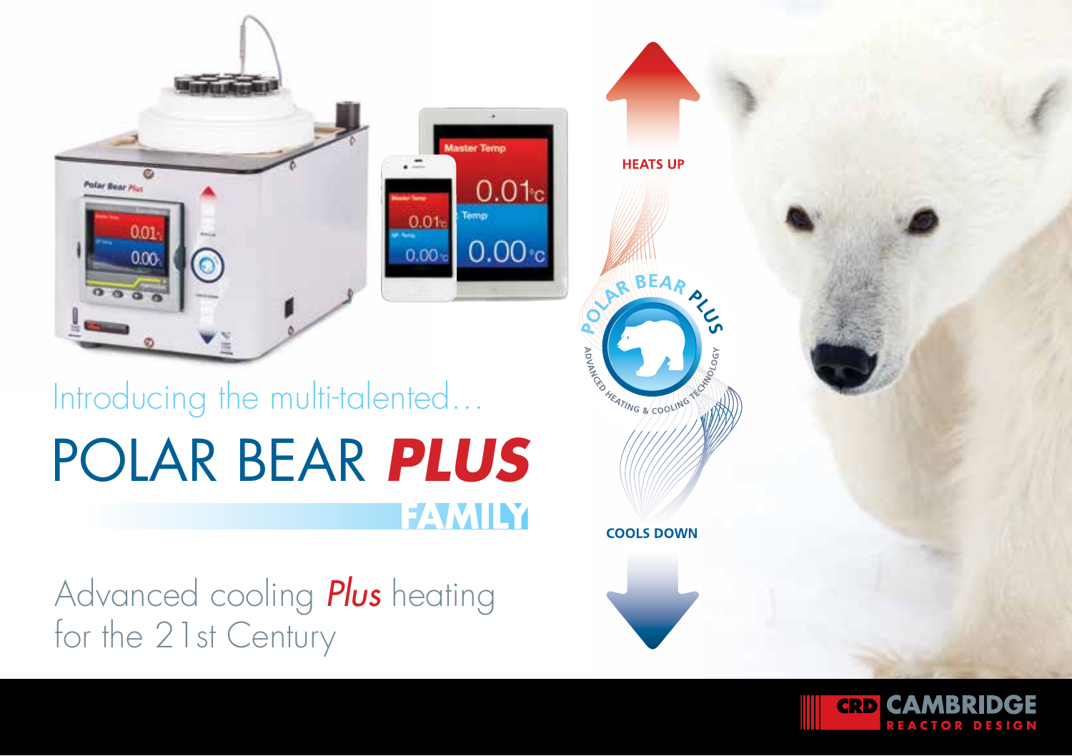Introducing the multi-talented…

# POLAR BEAR ***PLUS*** FAMILY

Advanced cooling *Plus* heating for the 21st Century

HEATS UP

POLAR BEAR PLUS

ADVANCED HEATING & COOLING TECHNOLOGY

COOLS DOWN

CRD CAMBRIDGE REACTOR DESIGN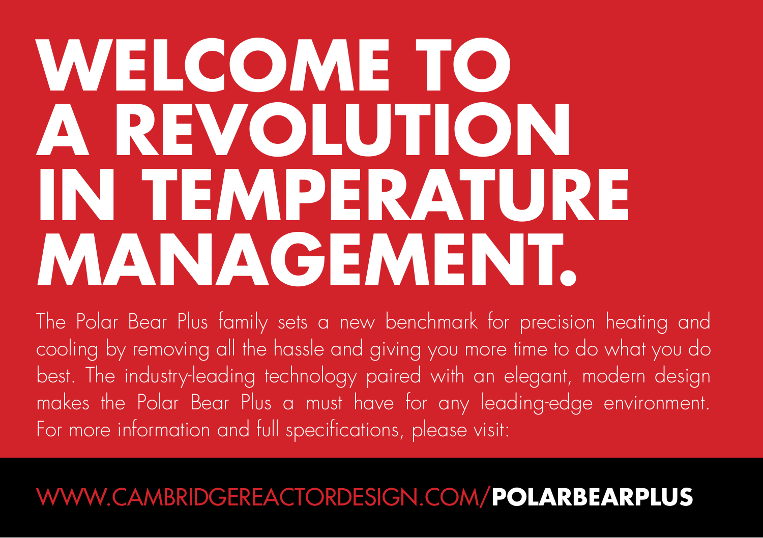# WELCOME TO A REVOLUTION IN TEMPERATURE MANAGEMENT.

The Polar Bear Plus family sets a new benchmark for precision heating and cooling by removing all the hassle and giving you more time to do what you do best. The industry-leading technology paired with an elegant, modern design makes the Polar Bear Plus a must have for any leading-edge environment. For more information and full specifications, please visit:

WWW.CAMBRIDGEREACTORDESIGN.COM/**POLARBEARPLUS**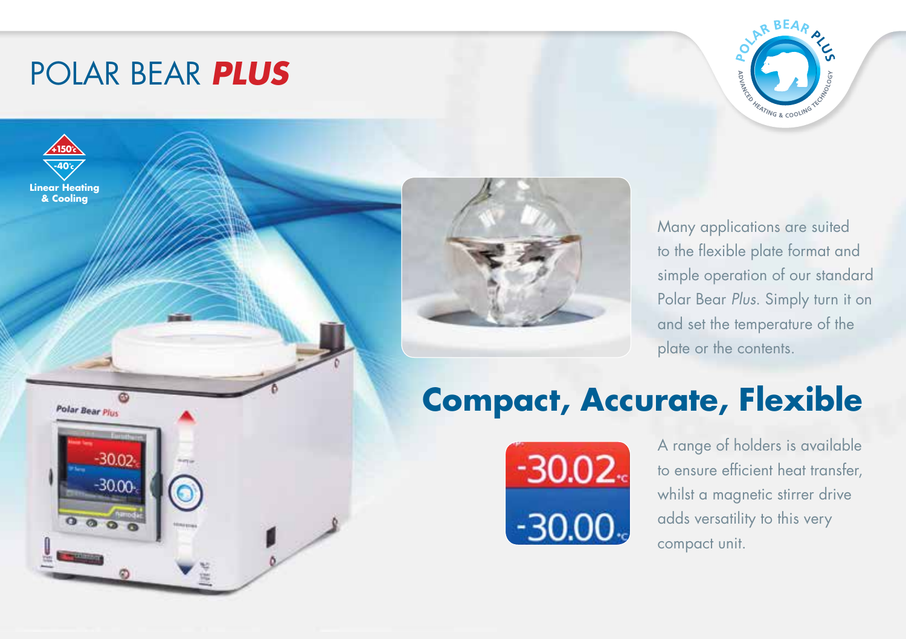# POLAR BEAR *PLUS*

+150°c
-40°c
**Linear Heating & Cooling**

Many applications are suited to the flexible plate format and simple operation of our standard Polar Bear *Plus*. Simply turn it on and set the temperature of the plate or the contents.

## Compact, Accurate, Flexible

A range of holders is available to ensure efficient heat transfer, whilst a magnetic stirrer drive adds versatility to this very compact unit.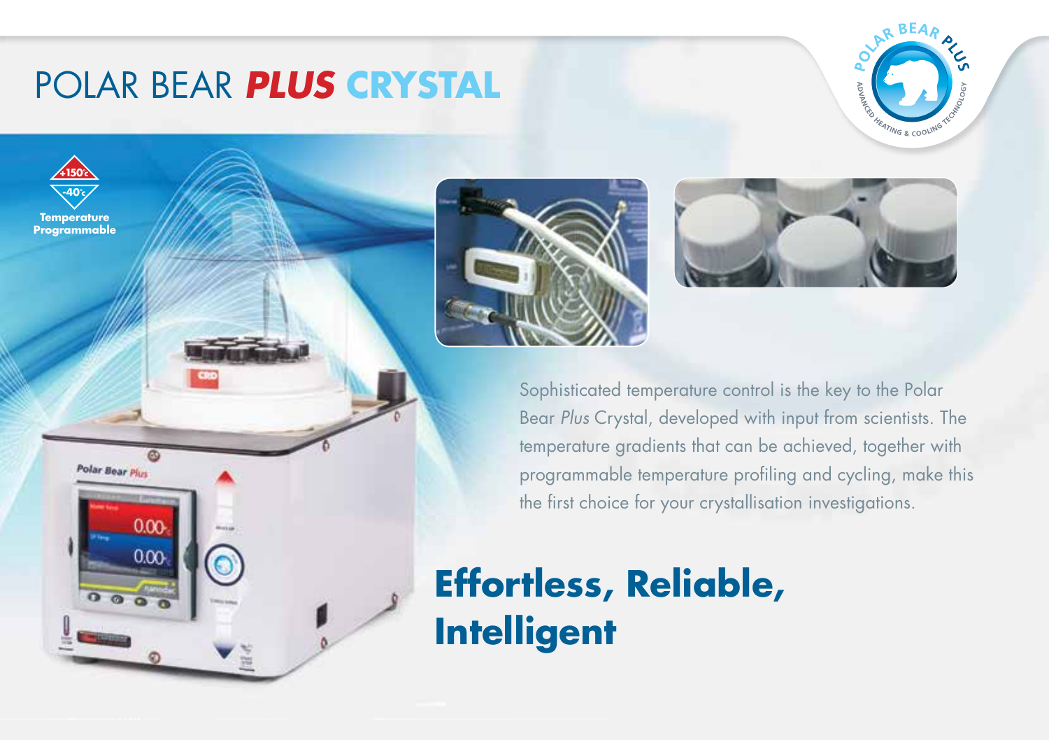# POLAR BEAR ***PLUS*** **CRYSTAL**

+150°C
-40°C
**Temperature Programmable**

Sophisticated temperature control is the key to the Polar Bear *Plus* Crystal, developed with input from scientists. The temperature gradients that can be achieved, together with programmable temperature profiling and cycling, make this the first choice for your crystallisation investigations.

## Effortless, Reliable, Intelligent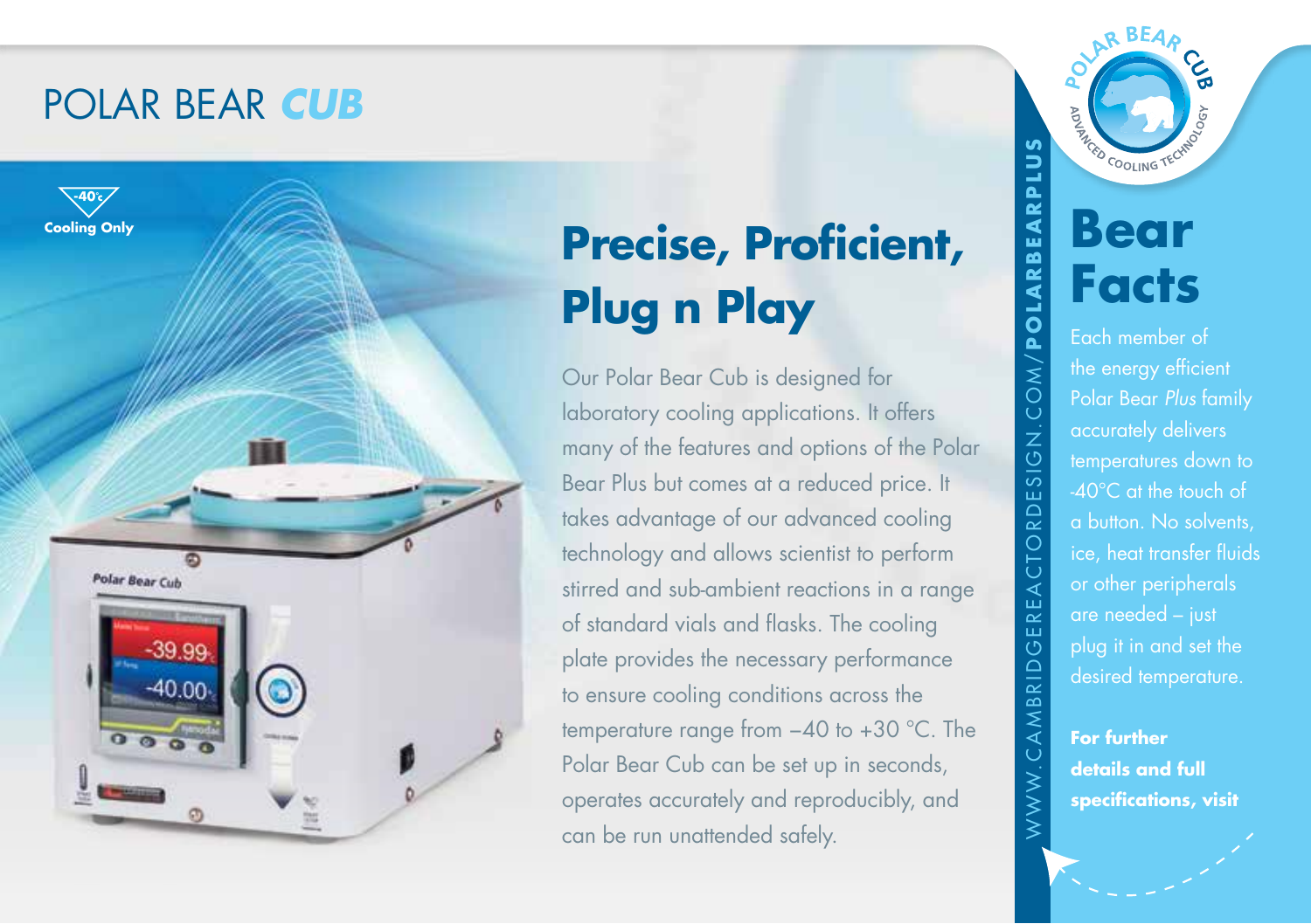# POLAR BEAR *CUB*

-40°c
**Cooling Only**

## Precise, Proficient, Plug n Play

Our Polar Bear Cub is designed for laboratory cooling applications. It offers many of the features and options of the Polar Bear Plus but comes at a reduced price. It takes advantage of our advanced cooling technology and allows scientist to perform stirred and sub-ambient reactions in a range of standard vials and flasks. The cooling plate provides the necessary performance to ensure cooling conditions across the temperature range from –40 to +30 °C. The Polar Bear Cub can be set up in seconds, operates accurately and reproducibly, and can be run unattended safely.

WWW.CAMBRIDGEREACTORDESIGN.COM/**POLARBEARPLUS**

POLAR BEAR CUB
ADVANCED COOLING TECHNOLOGY

## Bear Facts

Each member of the energy efficient Polar Bear *Plus* family accurately delivers temperatures down to -40°C at the touch of a button. No solvents, ice, heat transfer fluids or other peripherals are needed – just plug it in and set the desired temperature.

**For further details and full specifications, visit**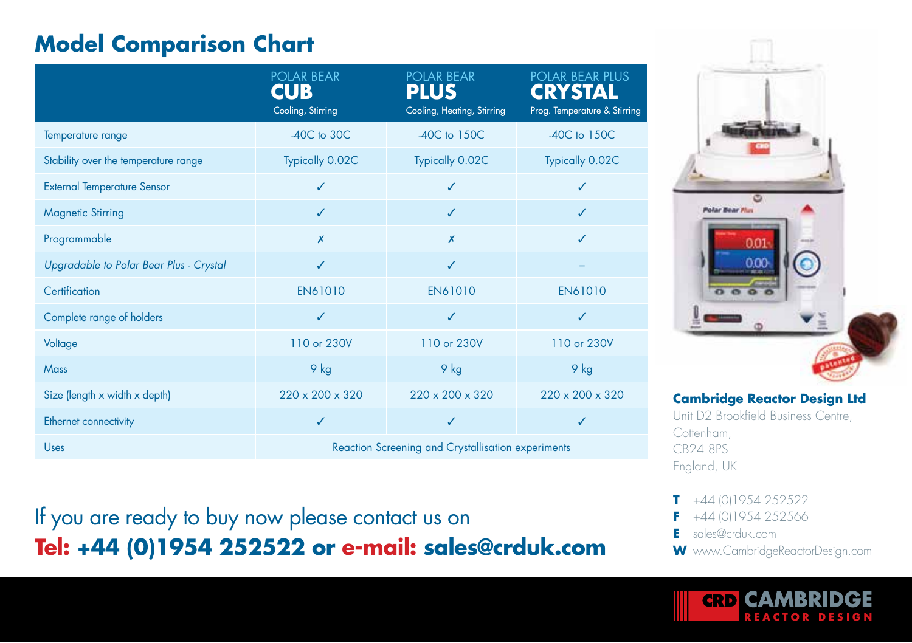# Model Comparison Chart

| | POLAR BEAR **CUB** Cooling, Stirring | POLAR BEAR **PLUS** Cooling, Heating, Stirring | POLAR BEAR PLUS **CRYSTAL** Prog. Temperature & Stirring |
|---|---|---|---|
| Temperature range | -40C to 30C | -40C to 150C | -40C to 150C |
| Stability over the temperature range | Typically 0.02C | Typically 0.02C | Typically 0.02C |
| External Temperature Sensor | ✓ | ✓ | ✓ |
| Magnetic Stirring | ✓ | ✓ | ✓ |
| Programmable | ✗ | ✗ | ✓ |
| *Upgradable to Polar Bear Plus - Crystal* | ✓ | ✓ | – |
| Certification | EN61010 | EN61010 | EN61010 |
| Complete range of holders | ✓ | ✓ | ✓ |
| Voltage | 110 or 230V | 110 or 230V | 110 or 230V |
| Mass | 9 kg | 9 kg | 9 kg |
| Size (length x width x depth) | 220 x 200 x 320 | 220 x 200 x 320 | 220 x 200 x 320 |
| Ethernet connectivity | ✓ | ✓ | ✓ |
| Uses | Reaction Screening and Crystallisation experiments | | |

If you are ready to buy now please contact us on
**Tel: +44 (0)1954 252522 or e-mail: sales@crduk.com**

**Cambridge Reactor Design Ltd**
Unit D2 Brookfield Business Centre,
Cottenham,
CB24 8PS
England, UK

**T** +44 (0)1954 252522
**F** +44 (0)1954 252566
**E** sales@crduk.com
**W** www.CambridgeReactorDesign.com

CRD CAMBRIDGE REACTOR DESIGN